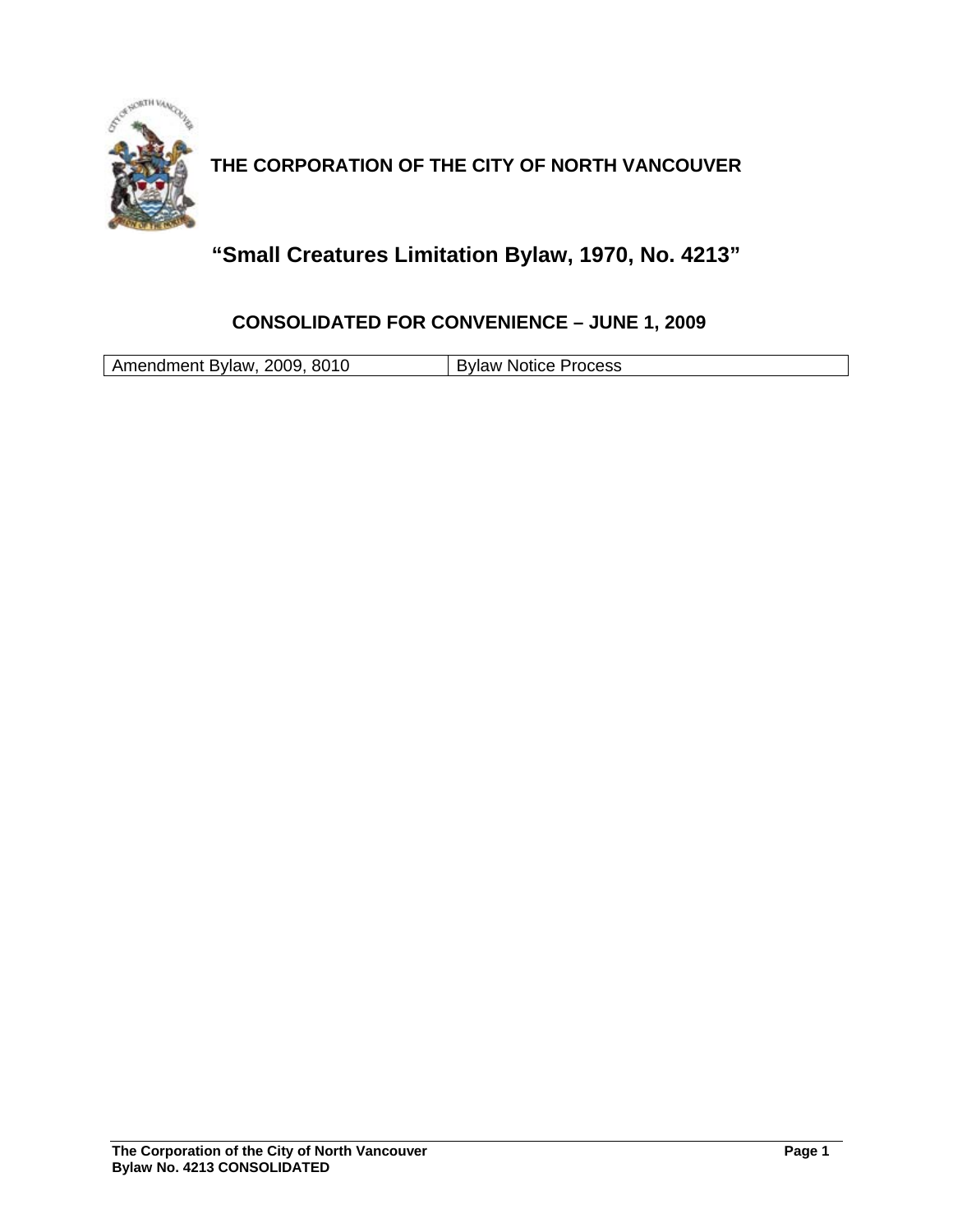**THE CORPORATION OF THE CITY OF NORTH VANCOUVER**

# "Small Creatures Limitation Bylaw, 1970, No. 4213"

## CONSOLIDATED FOR CONVENIENCE – JUNE 1, 2009

| Amendment Bylaw, 2009, 8010 | Bylaw Notice Process |
|---|---|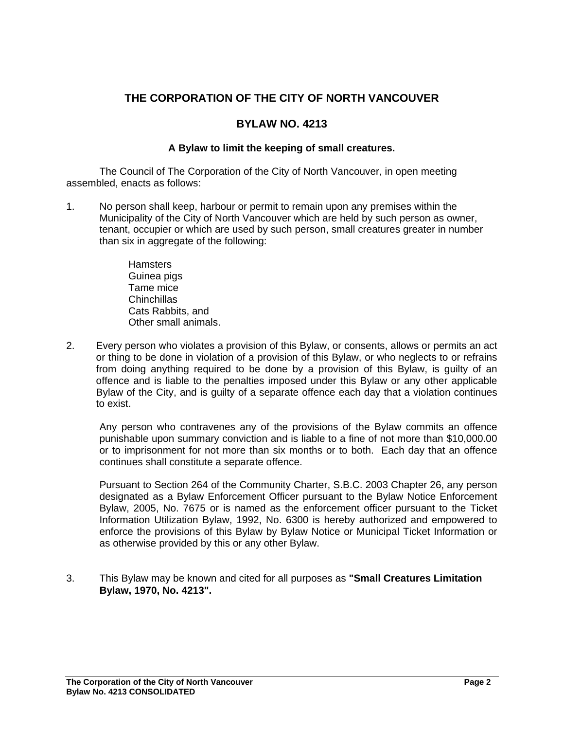# THE CORPORATION OF THE CITY OF NORTH VANCOUVER

## BYLAW NO. 4213

### A Bylaw to limit the keeping of small creatures.

The Council of The Corporation of the City of North Vancouver, in open meeting assembled, enacts as follows:

1. No person shall keep, harbour or permit to remain upon any premises within the Municipality of the City of North Vancouver which are held by such person as owner, tenant, occupier or which are used by such person, small creatures greater in number than six in aggregate of the following:

   Hamsters
   Guinea pigs
   Tame mice
   Chinchillas
   Cats Rabbits, and
   Other small animals.

2. Every person who violates a provision of this Bylaw, or consents, allows or permits an act or thing to be done in violation of a provision of this Bylaw, or who neglects to or refrains from doing anything required to be done by a provision of this Bylaw, is guilty of an offence and is liable to the penalties imposed under this Bylaw or any other applicable Bylaw of the City, and is guilty of a separate offence each day that a violation continues to exist.

   Any person who contravenes any of the provisions of the Bylaw commits an offence punishable upon summary conviction and is liable to a fine of not more than $10,000.00 or to imprisonment for not more than six months or to both. Each day that an offence continues shall constitute a separate offence.

   Pursuant to Section 264 of the Community Charter, S.B.C. 2003 Chapter 26, any person designated as a Bylaw Enforcement Officer pursuant to the Bylaw Notice Enforcement Bylaw, 2005, No. 7675 or is named as the enforcement officer pursuant to the Ticket Information Utilization Bylaw, 1992, No. 6300 is hereby authorized and empowered to enforce the provisions of this Bylaw by Bylaw Notice or Municipal Ticket Information or as otherwise provided by this or any other Bylaw.

3. This Bylaw may be known and cited for all purposes as **"Small Creatures Limitation Bylaw, 1970, No. 4213".**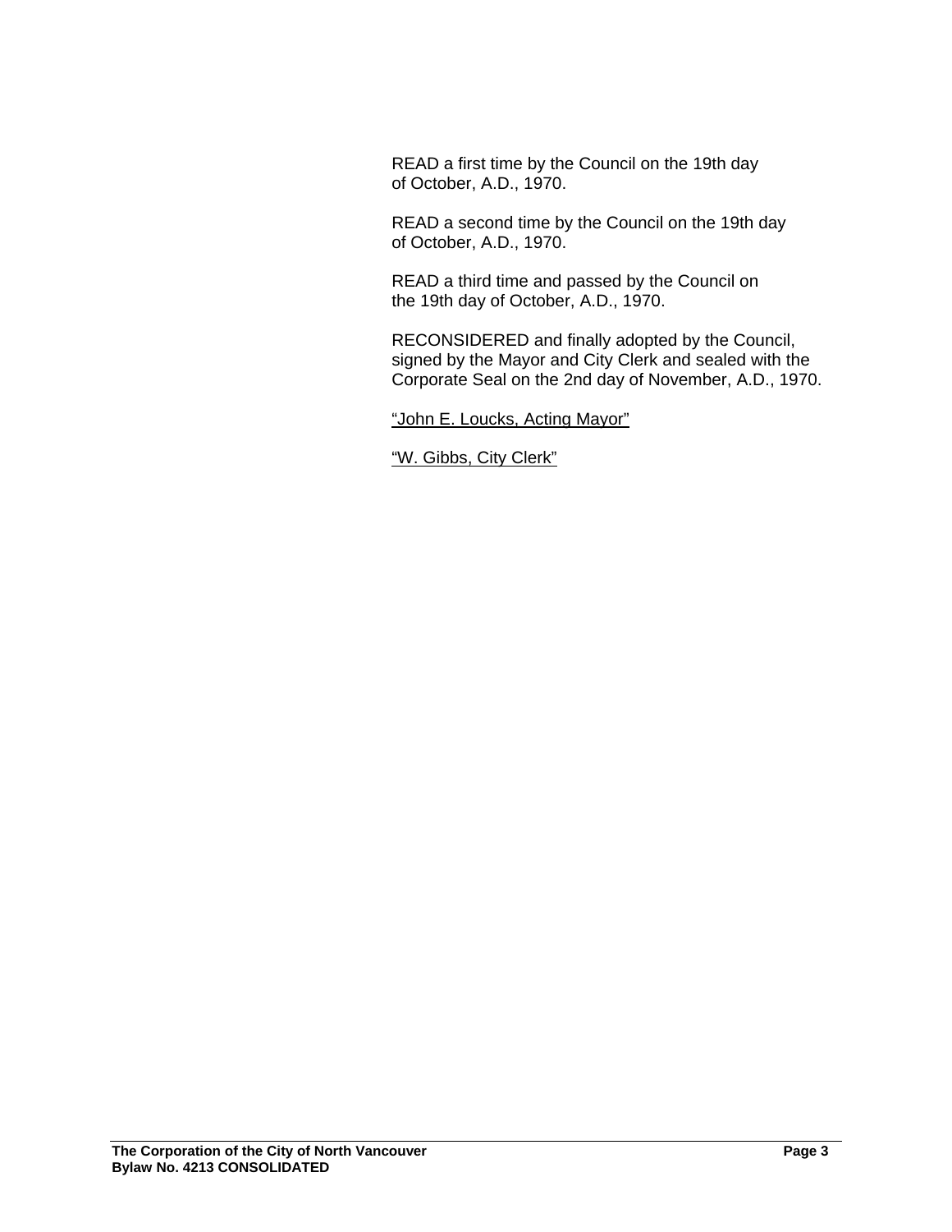READ a first time by the Council on the 19th day of October, A.D., 1970.

READ a second time by the Council on the 19th day of October, A.D., 1970.

READ a third time and passed by the Council on the 19th day of October, A.D., 1970.

RECONSIDERED and finally adopted by the Council, signed by the Mayor and City Clerk and sealed with the Corporate Seal on the 2nd day of November, A.D., 1970.

"John E. Loucks, Acting Mayor"

"W. Gibbs, City Clerk"